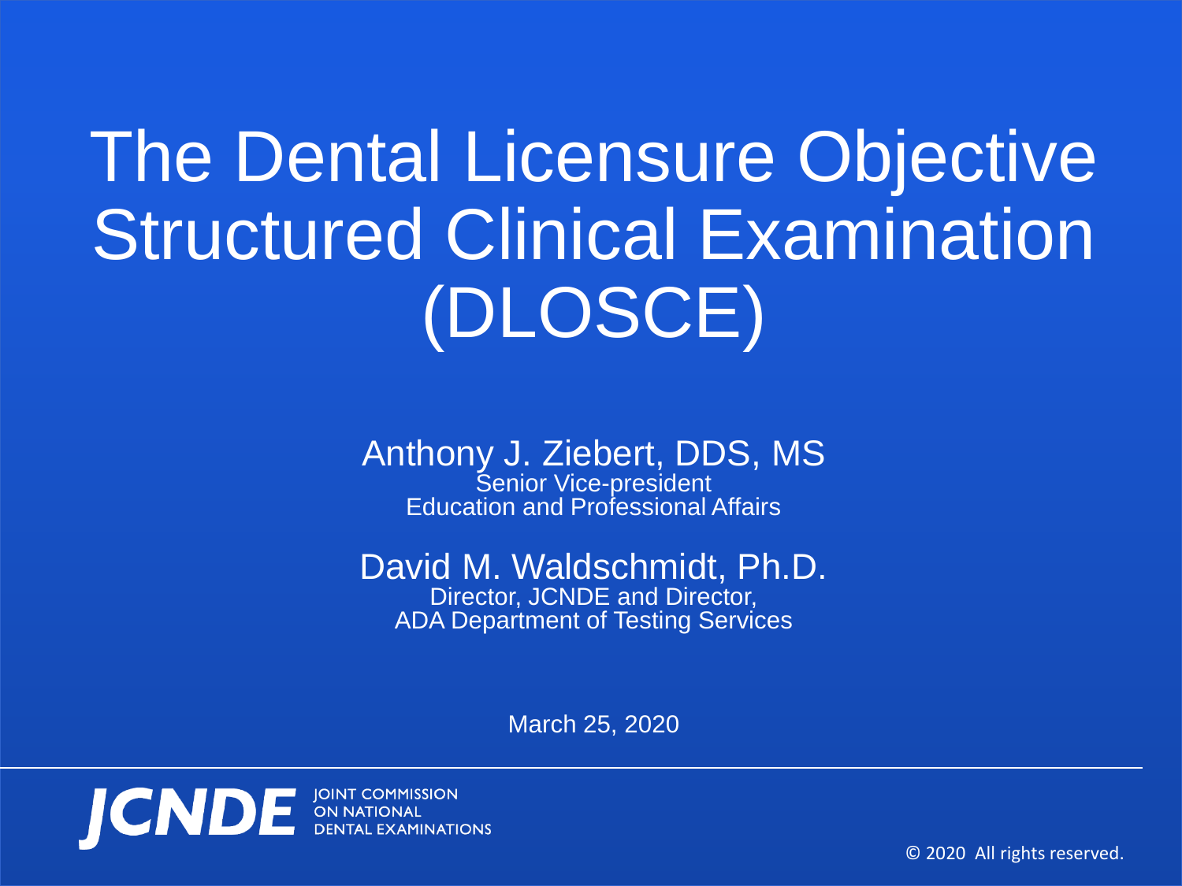# The Dental Licensure Objective Structured Clinical Examination (DLOSCE)

Anthony J. Ziebert, DDS, MS
Senior Vice-president
Education and Professional Affairs

David M. Waldschmidt, Ph.D.
Director, JCNDE and Director,
ADA Department of Testing Services

March 25, 2020

JCNDE JOINT COMMISSION ON NATIONAL DENTAL EXAMINATIONS

© 2020 All rights reserved.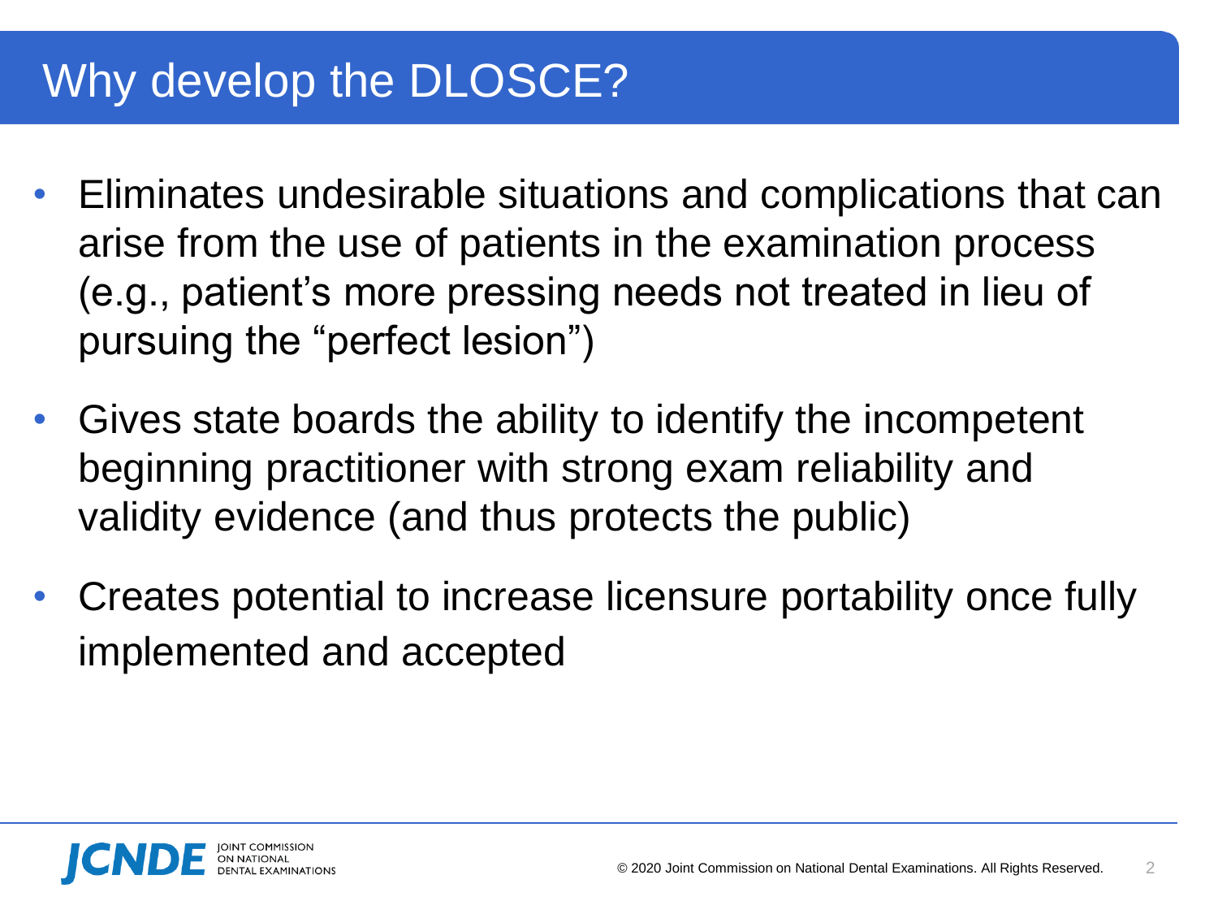# Why develop the DLOSCE?

- Eliminates undesirable situations and complications that can arise from the use of patients in the examination process (e.g., patient's more pressing needs not treated in lieu of pursuing the "perfect lesion")
- Gives state boards the ability to identify the incompetent beginning practitioner with strong exam reliability and validity evidence (and thus protects the public)
- Creates potential to increase licensure portability once fully implemented and accepted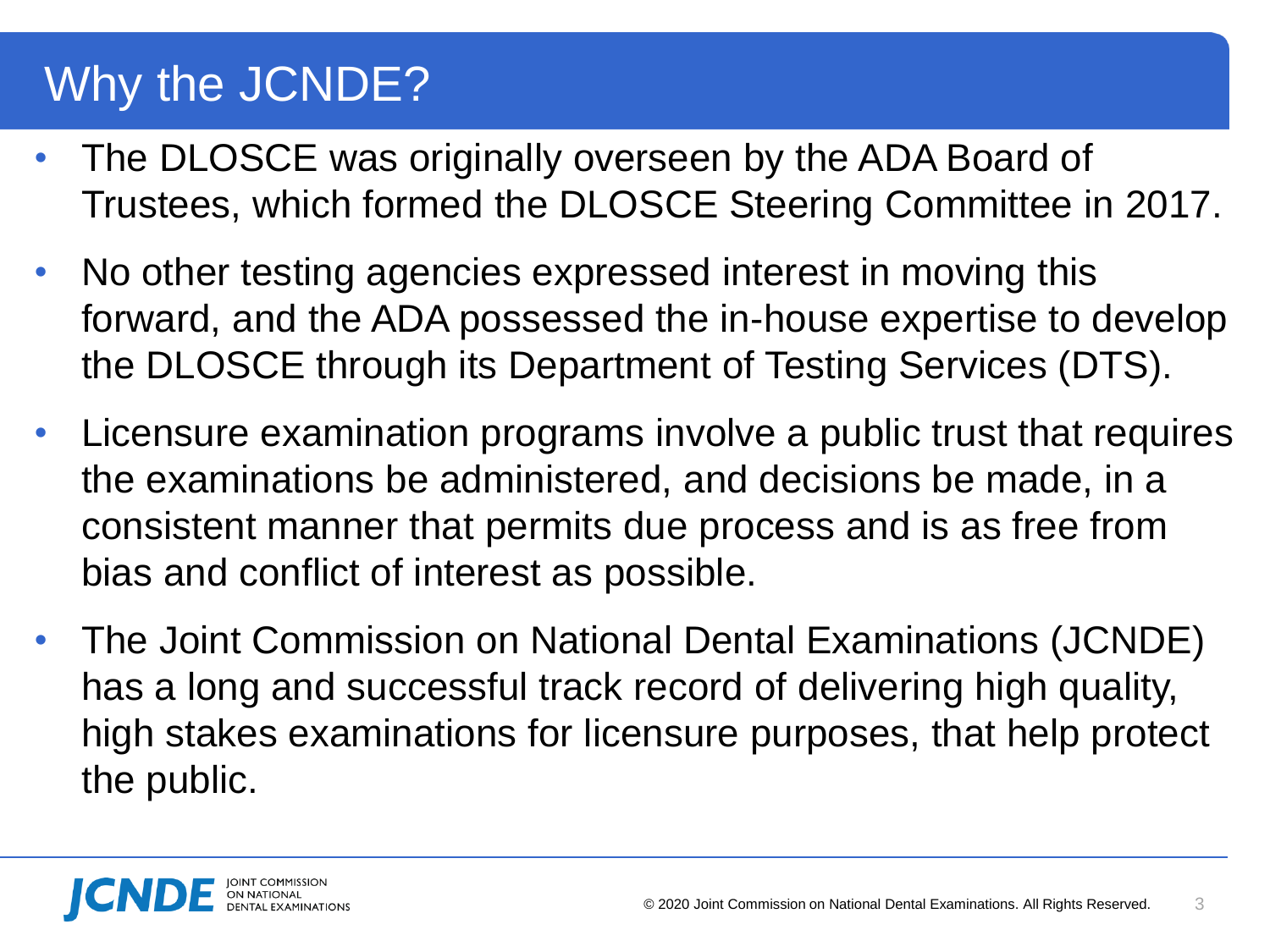# Why the JCNDE?

- The DLOSCE was originally overseen by the ADA Board of Trustees, which formed the DLOSCE Steering Committee in 2017.
- No other testing agencies expressed interest in moving this forward, and the ADA possessed the in-house expertise to develop the DLOSCE through its Department of Testing Services (DTS).
- Licensure examination programs involve a public trust that requires the examinations be administered, and decisions be made, in a consistent manner that permits due process and is as free from bias and conflict of interest as possible.
- The Joint Commission on National Dental Examinations (JCNDE) has a long and successful track record of delivering high quality, high stakes examinations for licensure purposes, that help protect the public.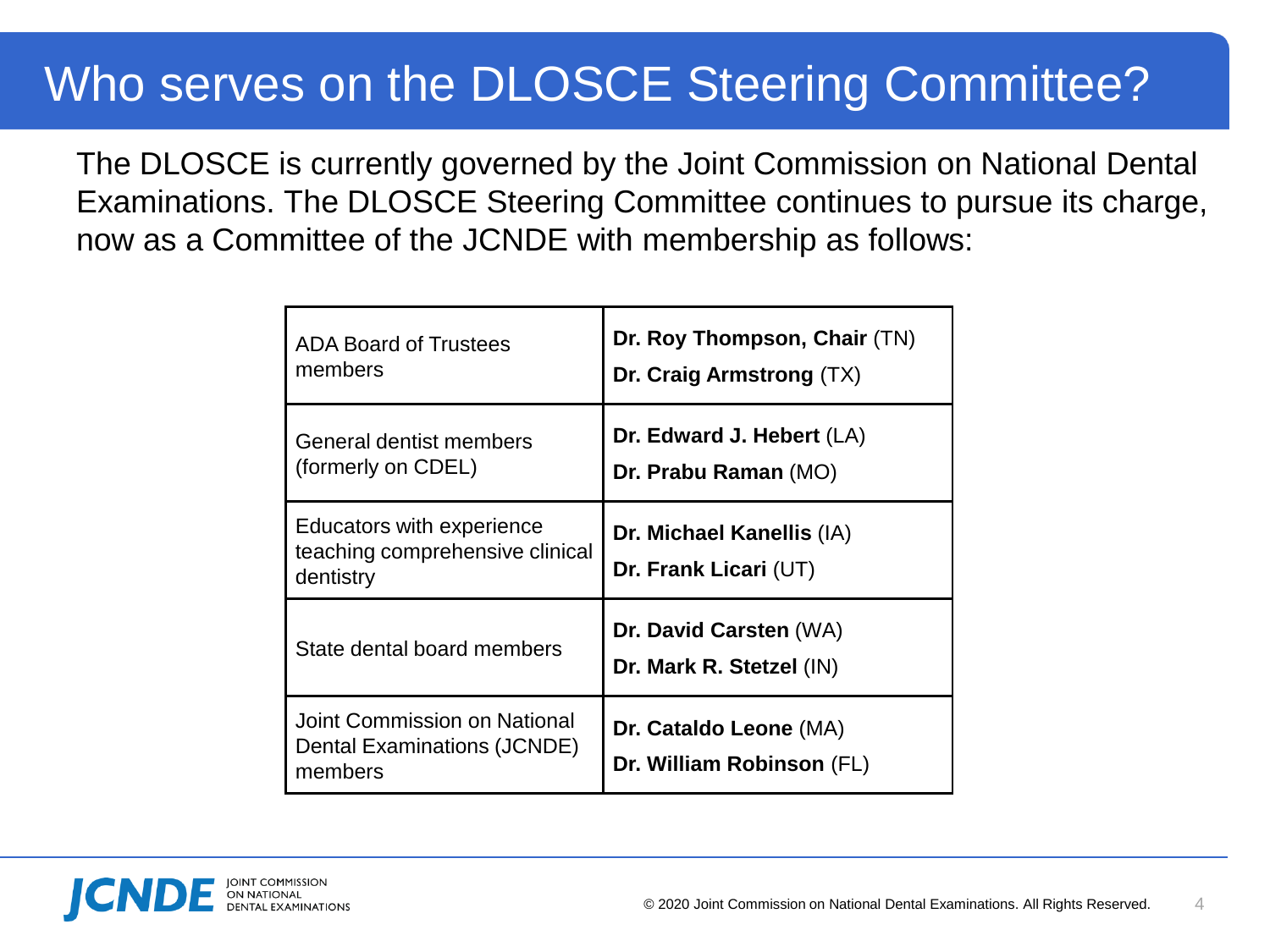# Who serves on the DLOSCE Steering Committee?

The DLOSCE is currently governed by the Joint Commission on National Dental Examinations. The DLOSCE Steering Committee continues to pursue its charge, now as a Committee of the JCNDE with membership as follows:

| | |
|---|---|
| ADA Board of Trustees members | **Dr. Roy Thompson, Chair** (TN)<br>**Dr. Craig Armstrong** (TX) |
| General dentist members (formerly on CDEL) | **Dr. Edward J. Hebert** (LA)<br>**Dr. Prabu Raman** (MO) |
| Educators with experience teaching comprehensive clinical dentistry | **Dr. Michael Kanellis** (IA)<br>**Dr. Frank Licari** (UT) |
| State dental board members | **Dr. David Carsten** (WA)<br>**Dr. Mark R. Stetzel** (IN) |
| Joint Commission on National Dental Examinations (JCNDE) members | **Dr. Cataldo Leone** (MA)<br>**Dr. William Robinson** (FL) |

© 2020 Joint Commission on National Dental Examinations. All Rights Reserved.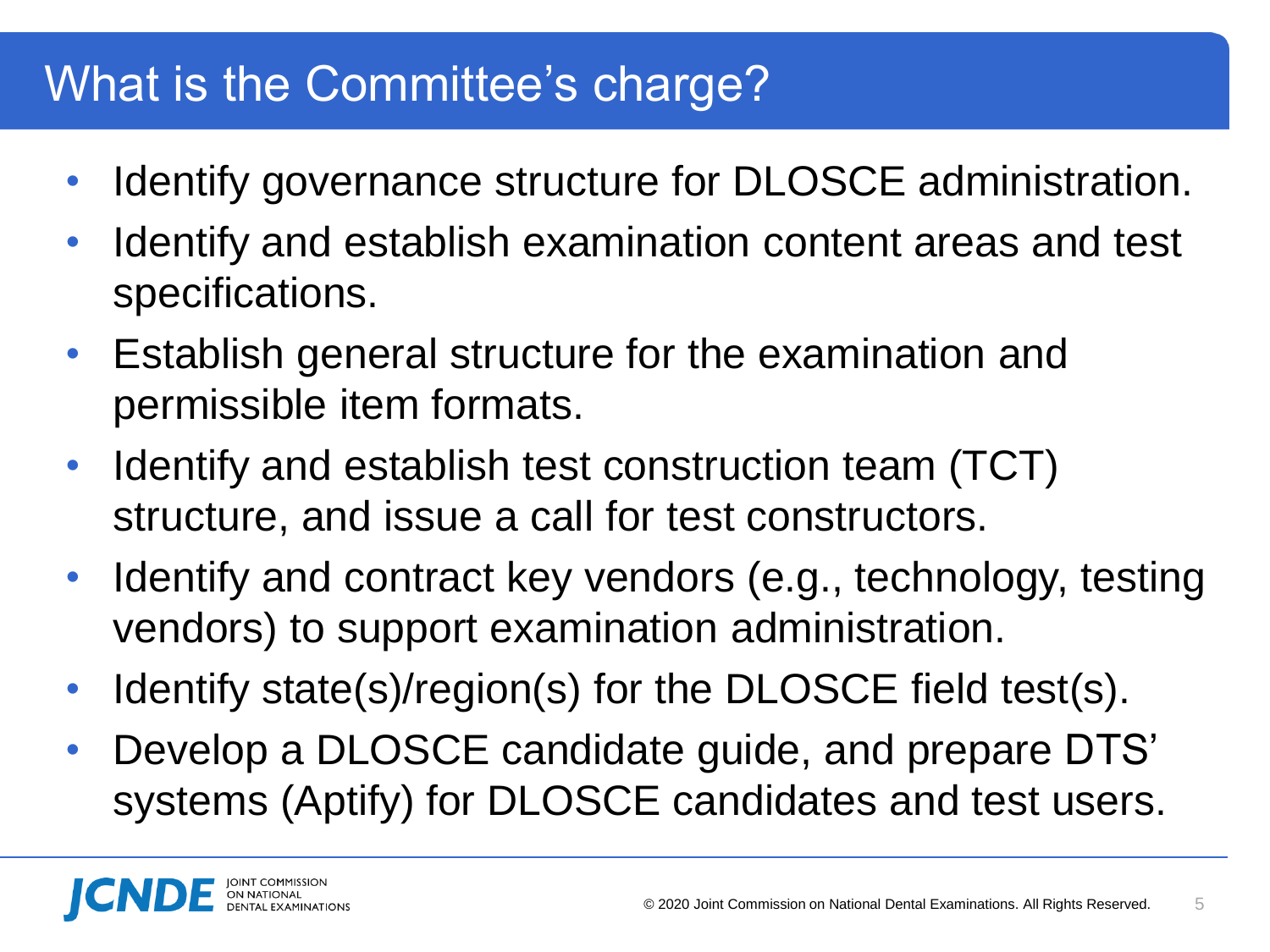# What is the Committee's charge?

- Identify governance structure for DLOSCE administration.
- Identify and establish examination content areas and test specifications.
- Establish general structure for the examination and permissible item formats.
- Identify and establish test construction team (TCT) structure, and issue a call for test constructors.
- Identify and contract key vendors (e.g., technology, testing vendors) to support examination administration.
- Identify state(s)/region(s) for the DLOSCE field test(s).
- Develop a DLOSCE candidate guide, and prepare DTS' systems (Aptify) for DLOSCE candidates and test users.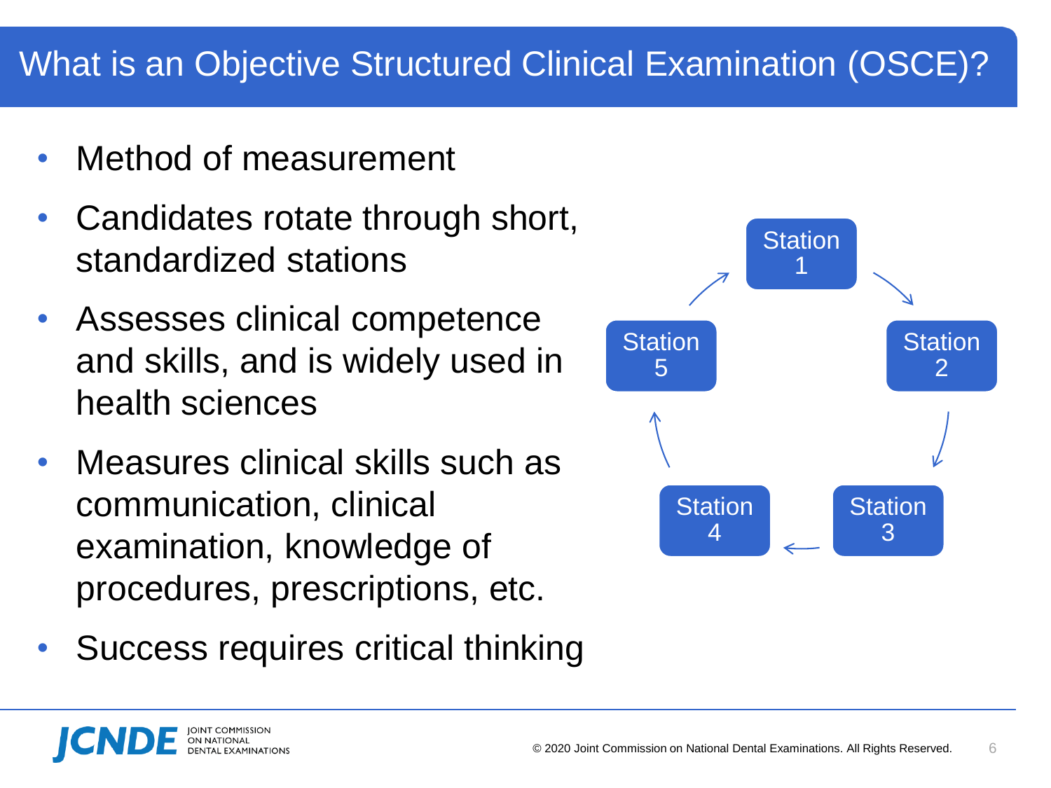# What is an Objective Structured Clinical Examination (OSCE)?

- Method of measurement
- Candidates rotate through short, standardized stations
- Assesses clinical competence and skills, and is widely used in health sciences
- Measures clinical skills such as communication, clinical examination, knowledge of procedures, prescriptions, etc.
- Success requires critical thinking

Station 1 → Station 2 → Station 3 → Station 4 → Station 5 → Station 1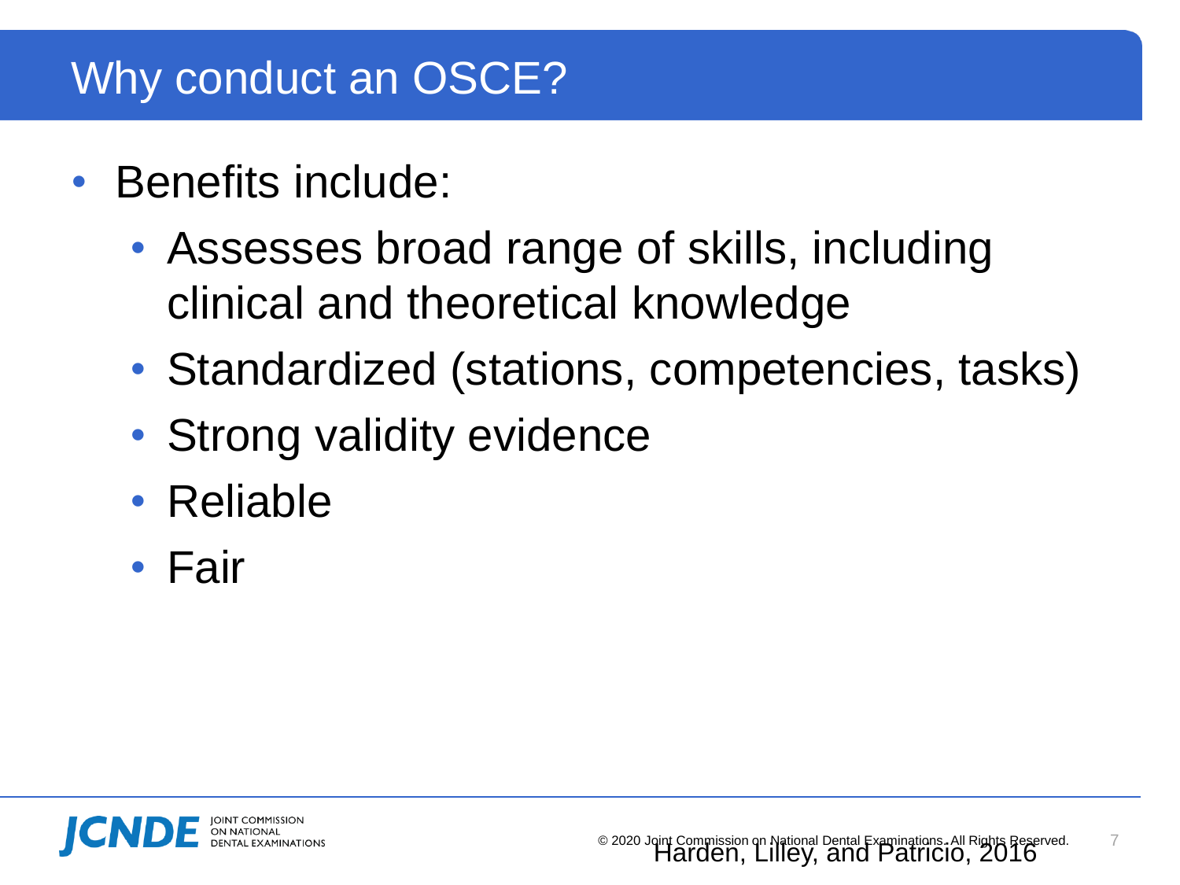# Why conduct an OSCE?

- Benefits include:
  - Assesses broad range of skills, including clinical and theoretical knowledge
  - Standardized (stations, competencies, tasks)
  - Strong validity evidence
  - Reliable
  - Fair

Harden, Lilley, and Patricio, 2016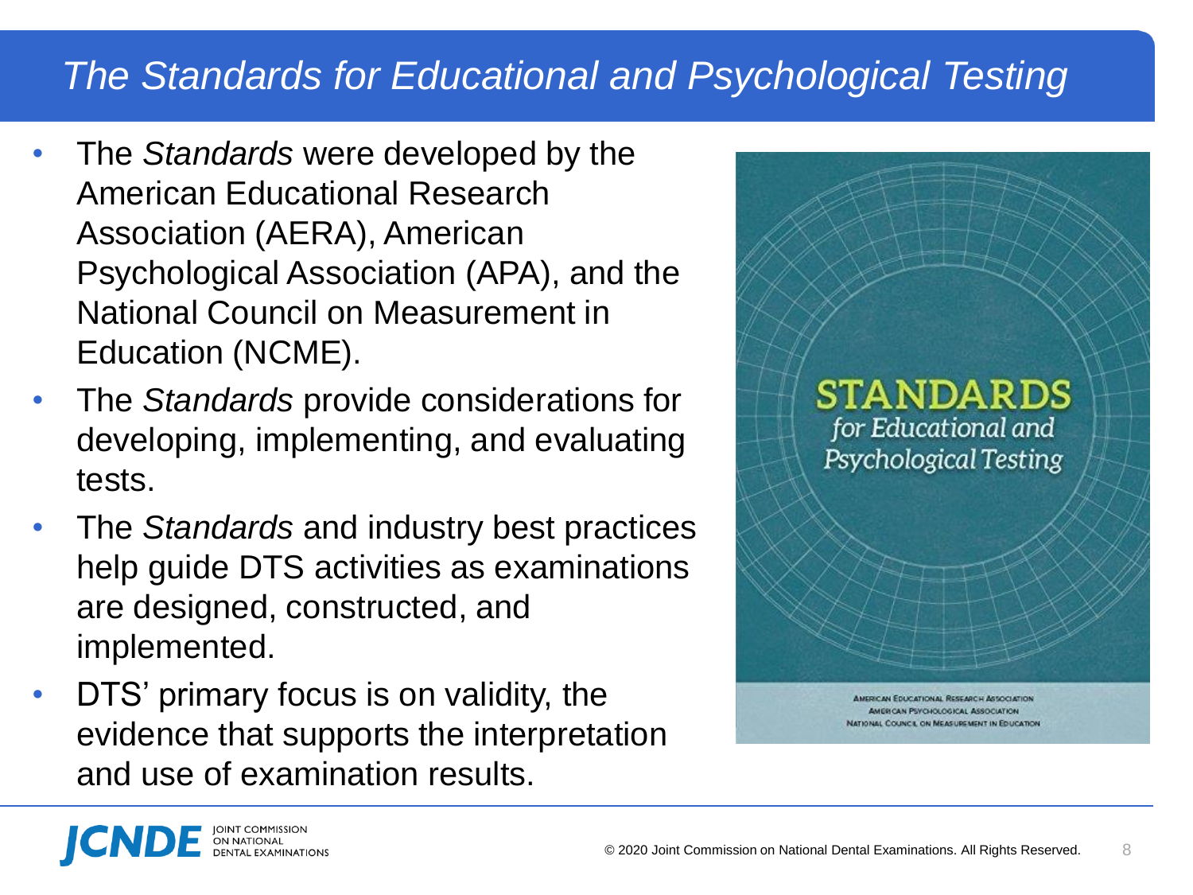# *The Standards for Educational and Psychological Testing*

- The *Standards* were developed by the American Educational Research Association (AERA), American Psychological Association (APA), and the National Council on Measurement in Education (NCME).
- The *Standards* provide considerations for developing, implementing, and evaluating tests.
- The *Standards* and industry best practices help guide DTS activities as examinations are designed, constructed, and implemented.
- DTS' primary focus is on validity, the evidence that supports the interpretation and use of examination results.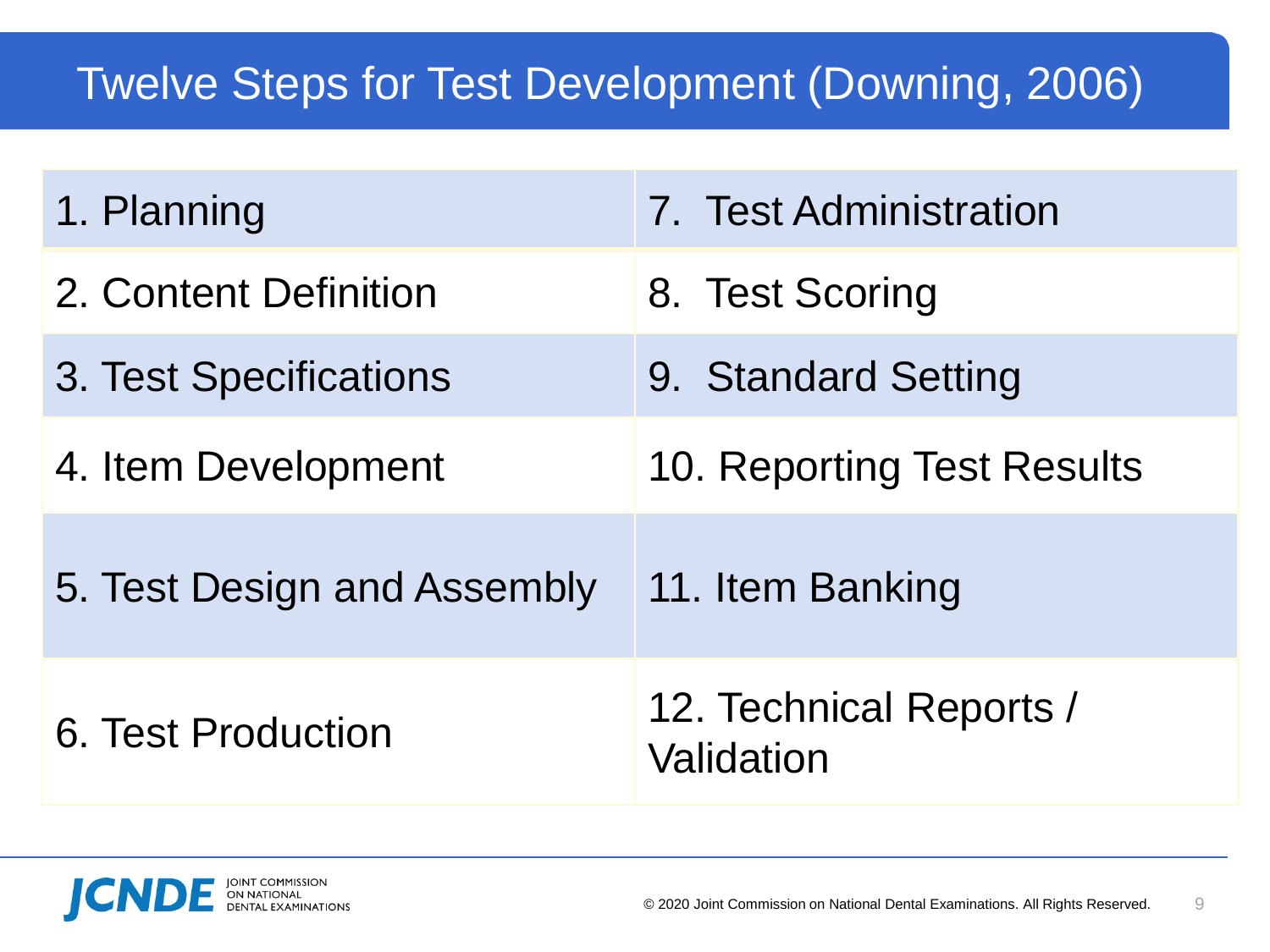# Twelve Steps for Test Development (Downing, 2006)

| | |
|---|---|
| 1. Planning | 7. Test Administration |
| 2. Content Definition | 8. Test Scoring |
| 3. Test Specifications | 9. Standard Setting |
| 4. Item Development | 10. Reporting Test Results |
| 5. Test Design and Assembly | 11. Item Banking |
| 6. Test Production | 12. Technical Reports / Validation |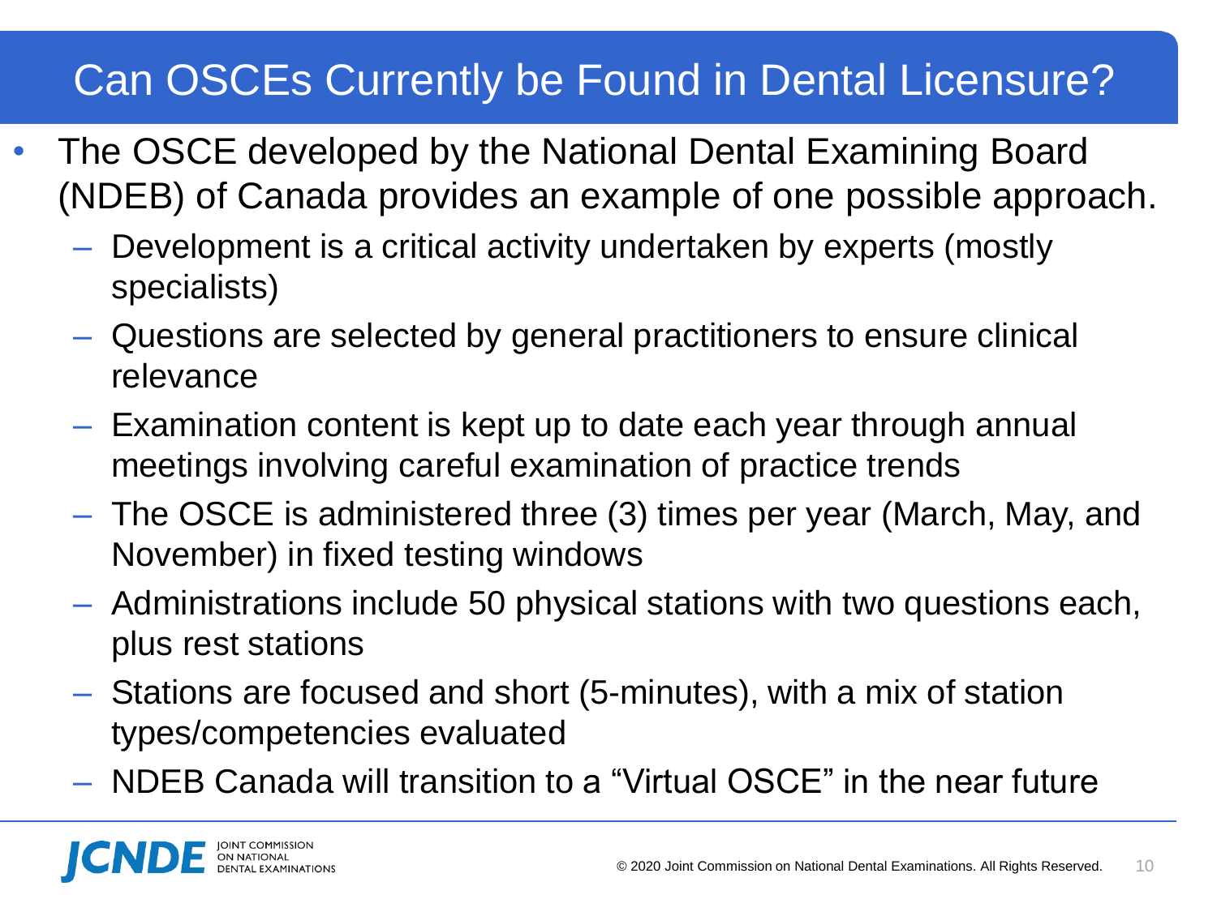# Can OSCEs Currently be Found in Dental Licensure?

- The OSCE developed by the National Dental Examining Board (NDEB) of Canada provides an example of one possible approach.
  - Development is a critical activity undertaken by experts (mostly specialists)
  - Questions are selected by general practitioners to ensure clinical relevance
  - Examination content is kept up to date each year through annual meetings involving careful examination of practice trends
  - The OSCE is administered three (3) times per year (March, May, and November) in fixed testing windows
  - Administrations include 50 physical stations with two questions each, plus rest stations
  - Stations are focused and short (5-minutes), with a mix of station types/competencies evaluated
  - NDEB Canada will transition to a "Virtual OSCE" in the near future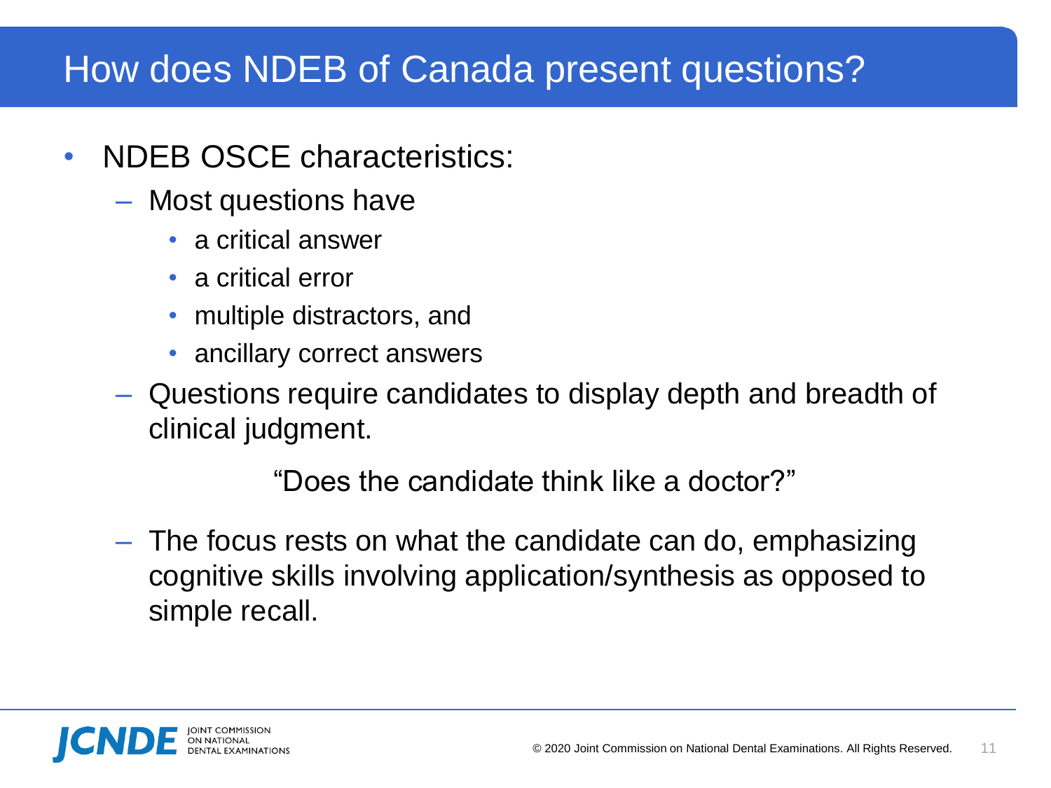# How does NDEB of Canada present questions?

- NDEB OSCE characteristics:
  - Most questions have
    - a critical answer
    - a critical error
    - multiple distractors, and
    - ancillary correct answers
  - Questions require candidates to display depth and breadth of clinical judgment.

    "Does the candidate think like a doctor?"

  - The focus rests on what the candidate can do, emphasizing cognitive skills involving application/synthesis as opposed to simple recall.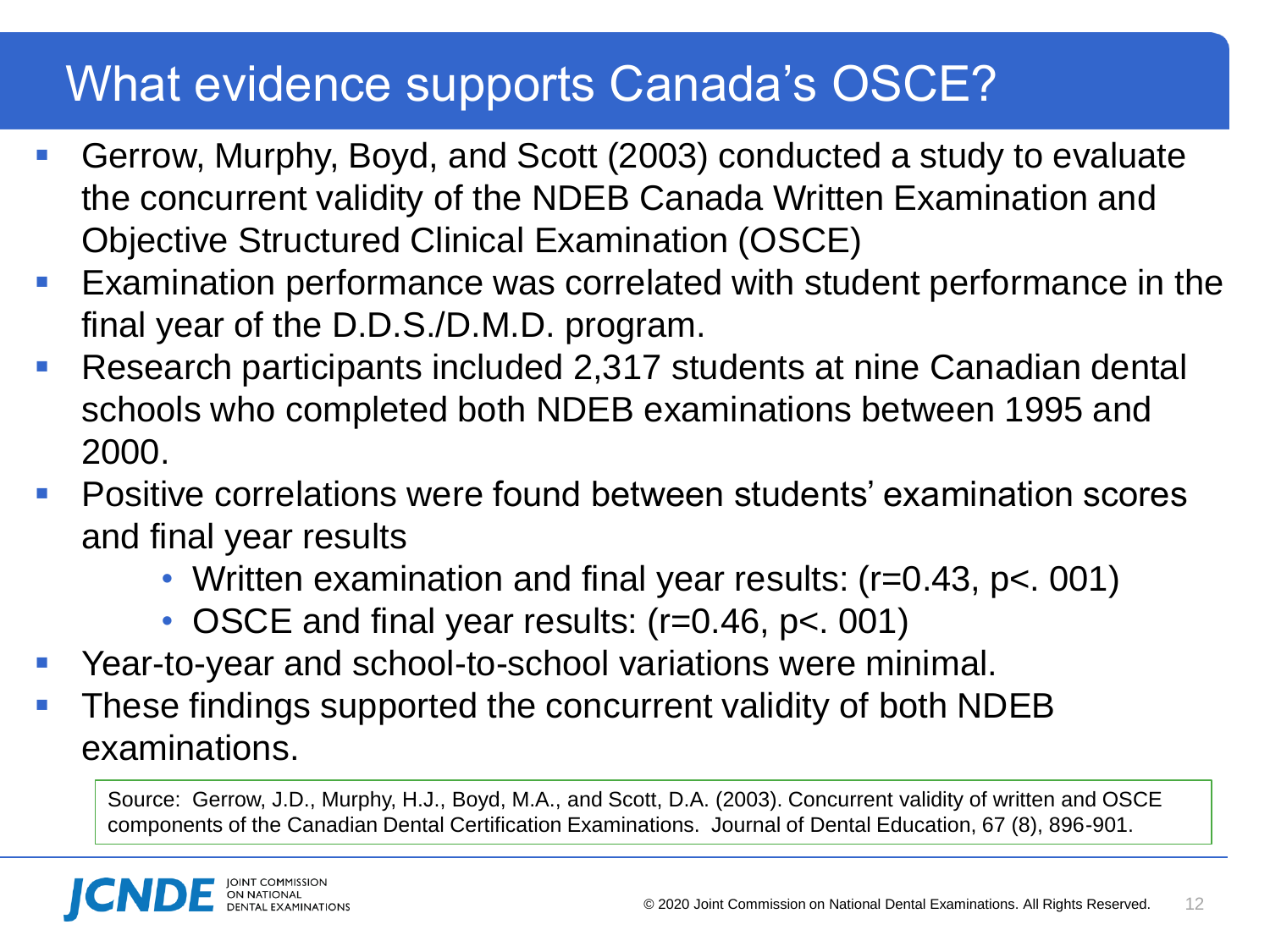# What evidence supports Canada's OSCE?

- Gerrow, Murphy, Boyd, and Scott (2003) conducted a study to evaluate the concurrent validity of the NDEB Canada Written Examination and Objective Structured Clinical Examination (OSCE)
- Examination performance was correlated with student performance in the final year of the D.D.S./D.M.D. program.
- Research participants included 2,317 students at nine Canadian dental schools who completed both NDEB examinations between 1995 and 2000.
- Positive correlations were found between students' examination scores and final year results
  - Written examination and final year results: ($r=0.43$, $p<.001$)
  - OSCE and final year results: ($r=0.46$, $p<.001$)
- Year-to-year and school-to-school variations were minimal.
- These findings supported the concurrent validity of both NDEB examinations.

Source: Gerrow, J.D., Murphy, H.J., Boyd, M.A., and Scott, D.A. (2003). Concurrent validity of written and OSCE components of the Canadian Dental Certification Examinations. Journal of Dental Education, 67 (8), 896-901.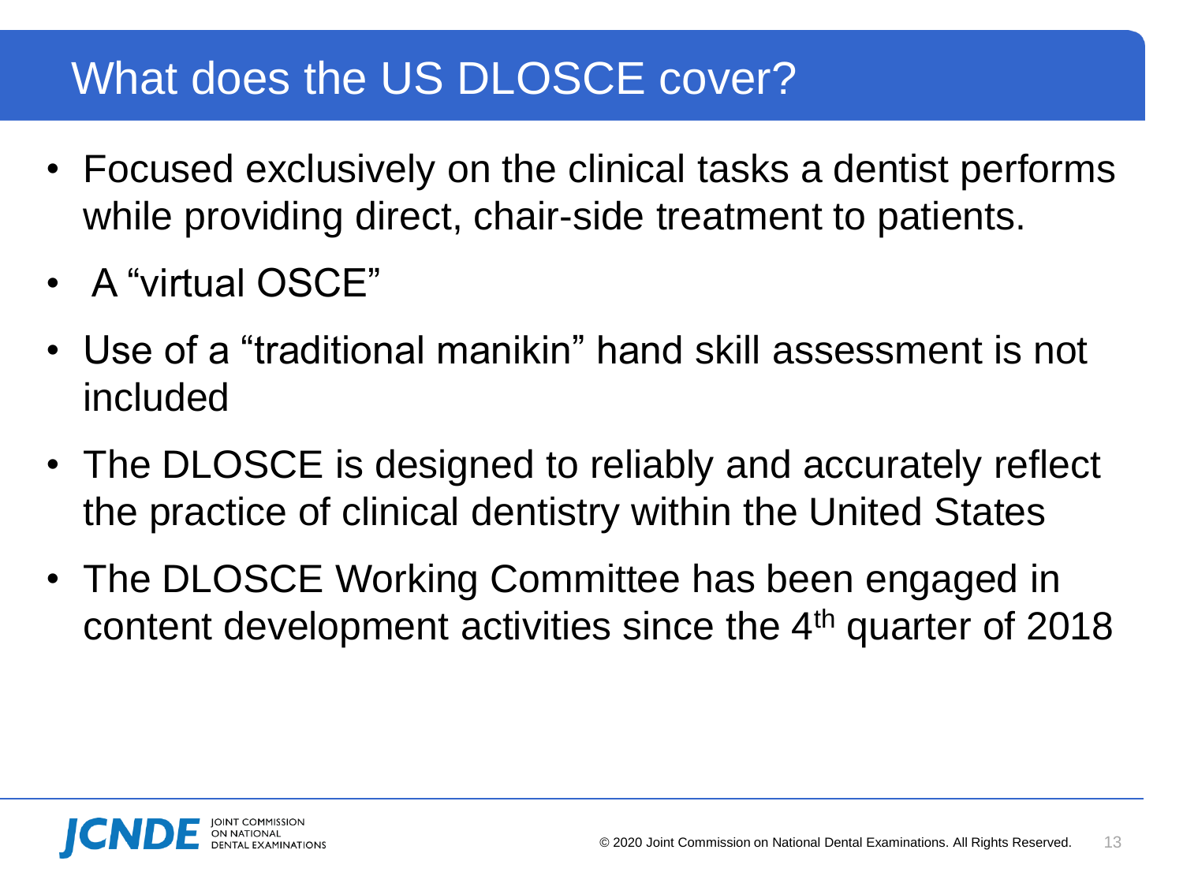# What does the US DLOSCE cover?

- Focused exclusively on the clinical tasks a dentist performs while providing direct, chair-side treatment to patients.
- A “virtual OSCE”
- Use of a “traditional manikin” hand skill assessment is not included
- The DLOSCE is designed to reliably and accurately reflect the practice of clinical dentistry within the United States
- The DLOSCE Working Committee has been engaged in content development activities since the 4th quarter of 2018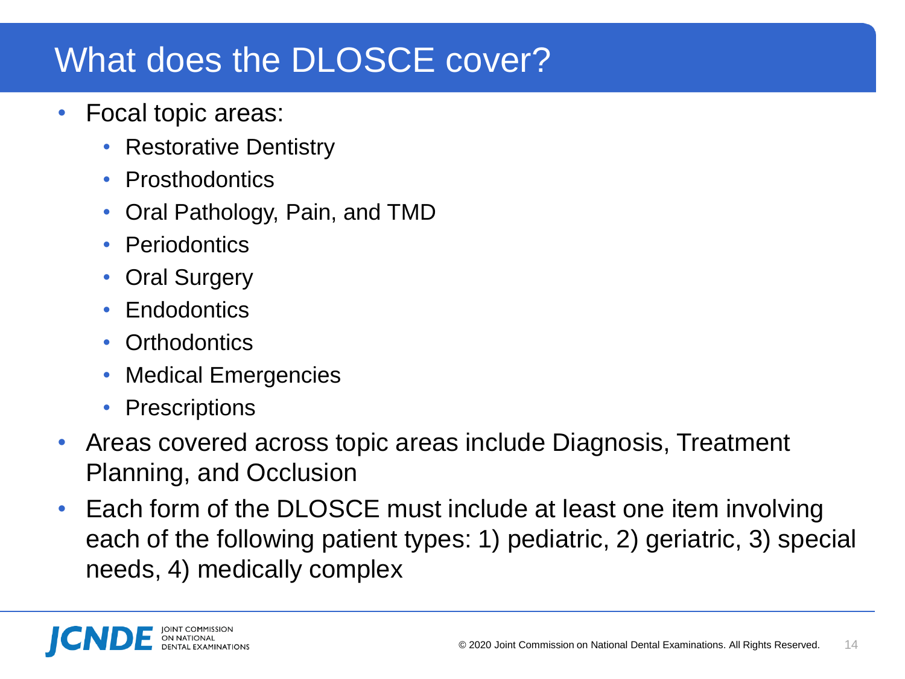# What does the DLOSCE cover?

- Focal topic areas:
  - Restorative Dentistry
  - Prosthodontics
  - Oral Pathology, Pain, and TMD
  - Periodontics
  - Oral Surgery
  - Endodontics
  - Orthodontics
  - Medical Emergencies
  - Prescriptions
- Areas covered across topic areas include Diagnosis, Treatment Planning, and Occlusion
- Each form of the DLOSCE must include at least one item involving each of the following patient types: 1) pediatric, 2) geriatric, 3) special needs, 4) medically complex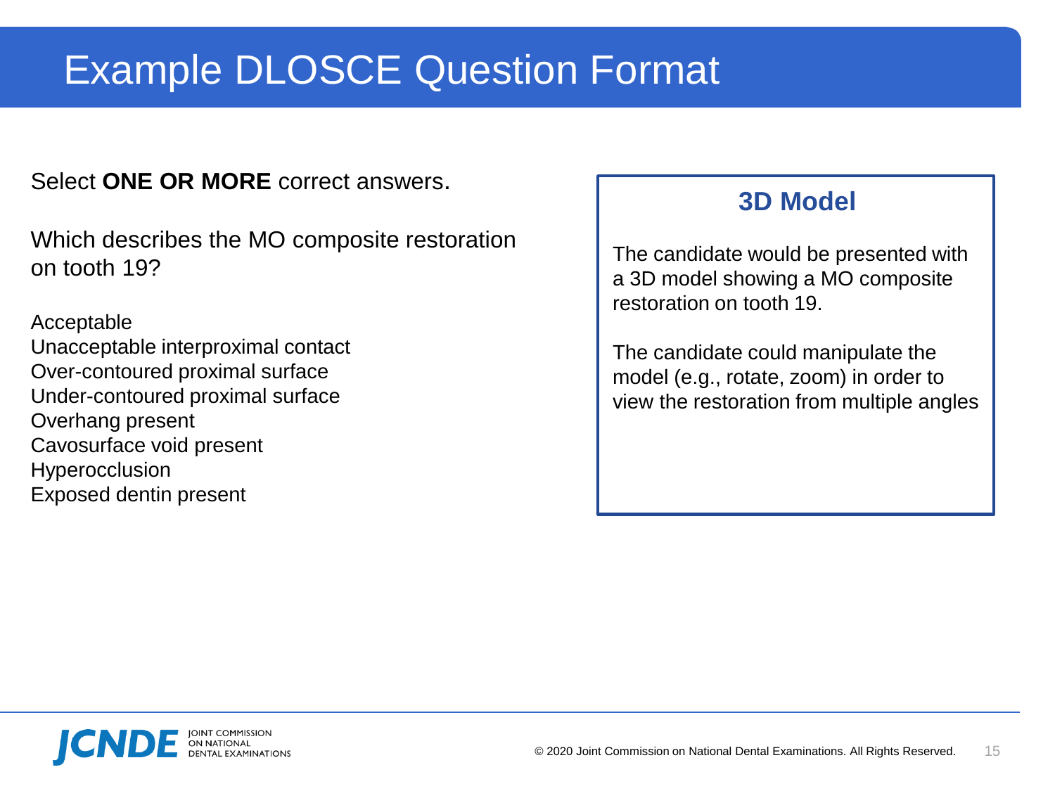# Example DLOSCE Question Format

Select **ONE OR MORE** correct answers.

Which describes the MO composite restoration on tooth 19?

Acceptable
Unacceptable interproximal contact
Over-contoured proximal surface
Under-contoured proximal surface
Overhang present
Cavosurface void present
Hyperocclusion
Exposed dentin present

### 3D Model

The candidate would be presented with a 3D model showing a MO composite restoration on tooth 19.

The candidate could manipulate the model (e.g., rotate, zoom) in order to view the restoration from multiple angles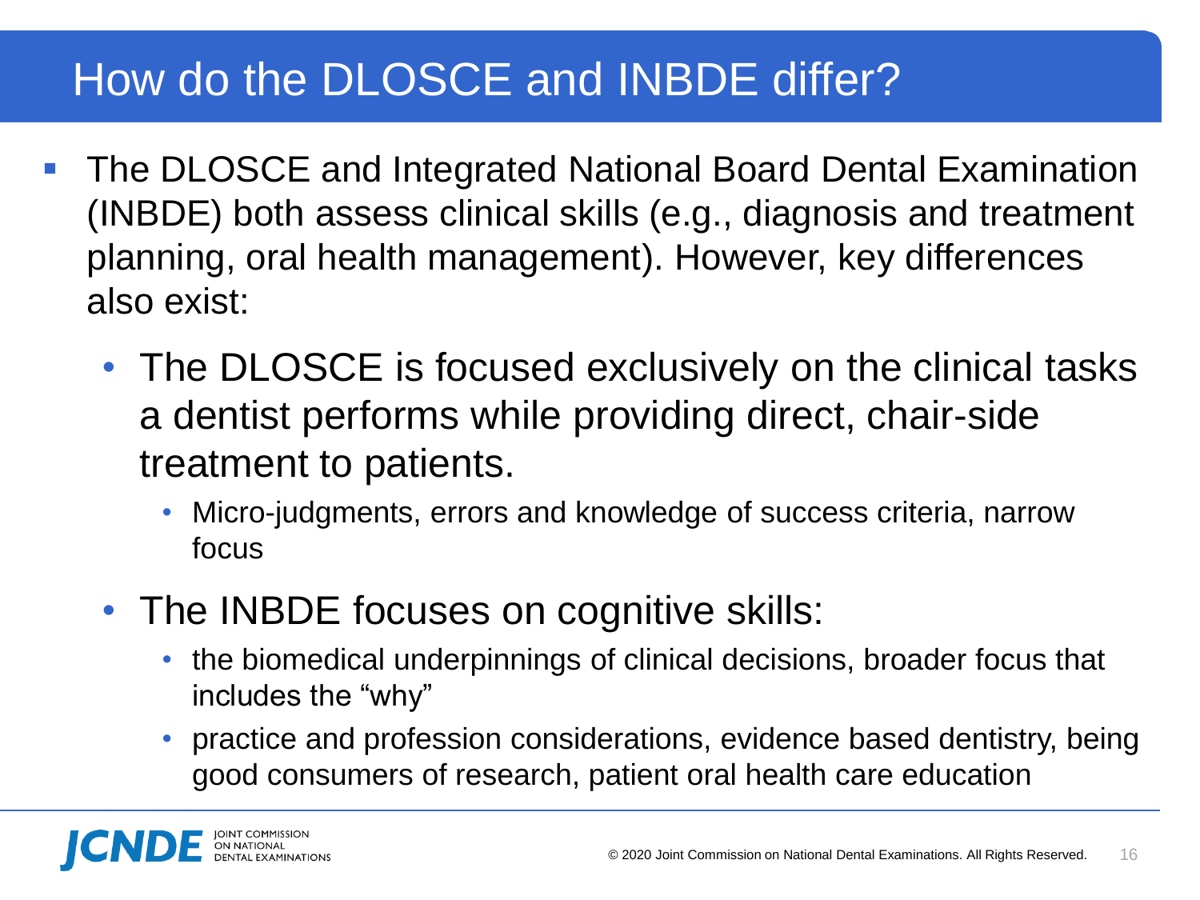# How do the DLOSCE and INBDE differ?

- The DLOSCE and Integrated National Board Dental Examination (INBDE) both assess clinical skills (e.g., diagnosis and treatment planning, oral health management). However, key differences also exist:
  - The DLOSCE is focused exclusively on the clinical tasks a dentist performs while providing direct, chair-side treatment to patients.
    - Micro-judgments, errors and knowledge of success criteria, narrow focus
  - The INBDE focuses on cognitive skills:
    - the biomedical underpinnings of clinical decisions, broader focus that includes the "why"
    - practice and profession considerations, evidence based dentistry, being good consumers of research, patient oral health care education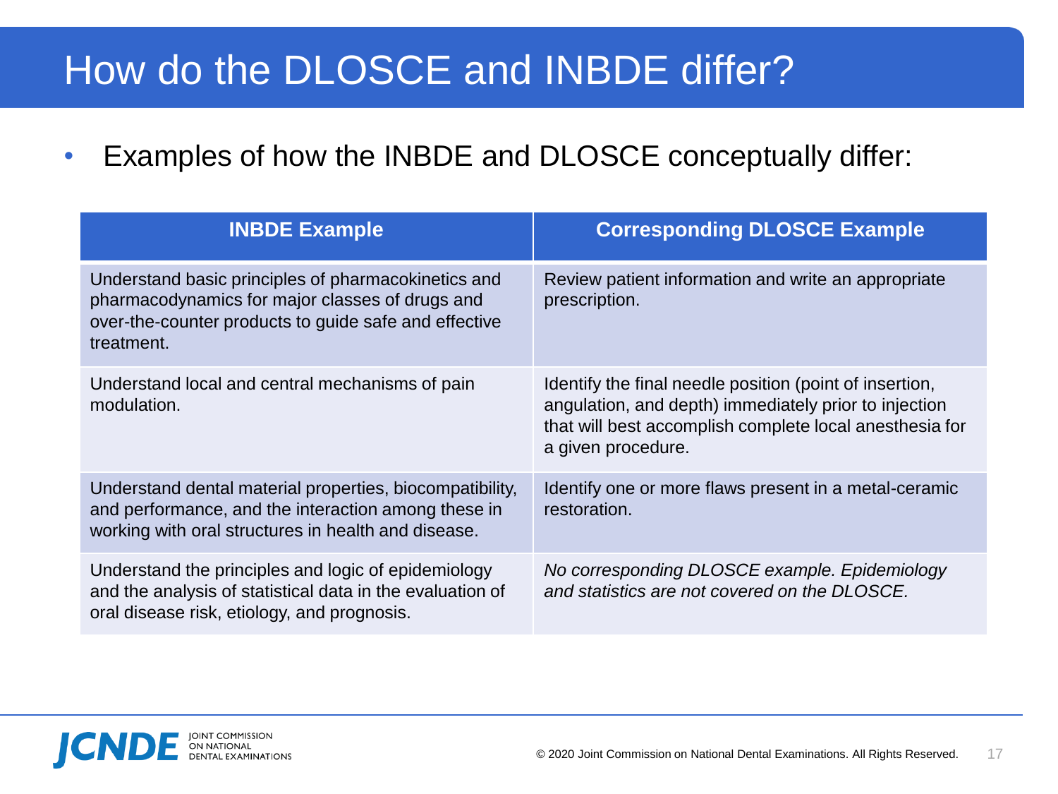# How do the DLOSCE and INBDE differ?

- Examples of how the INBDE and DLOSCE conceptually differ:

| INBDE Example | Corresponding DLOSCE Example |
|---|---|
| Understand basic principles of pharmacokinetics and pharmacodynamics for major classes of drugs and over-the-counter products to guide safe and effective treatment. | Review patient information and write an appropriate prescription. |
| Understand local and central mechanisms of pain modulation. | Identify the final needle position (point of insertion, angulation, and depth) immediately prior to injection that will best accomplish complete local anesthesia for a given procedure. |
| Understand dental material properties, biocompatibility, and performance, and the interaction among these in working with oral structures in health and disease. | Identify one or more flaws present in a metal-ceramic restoration. |
| Understand the principles and logic of epidemiology and the analysis of statistical data in the evaluation of oral disease risk, etiology, and prognosis. | *No corresponding DLOSCE example. Epidemiology and statistics are not covered on the DLOSCE.* |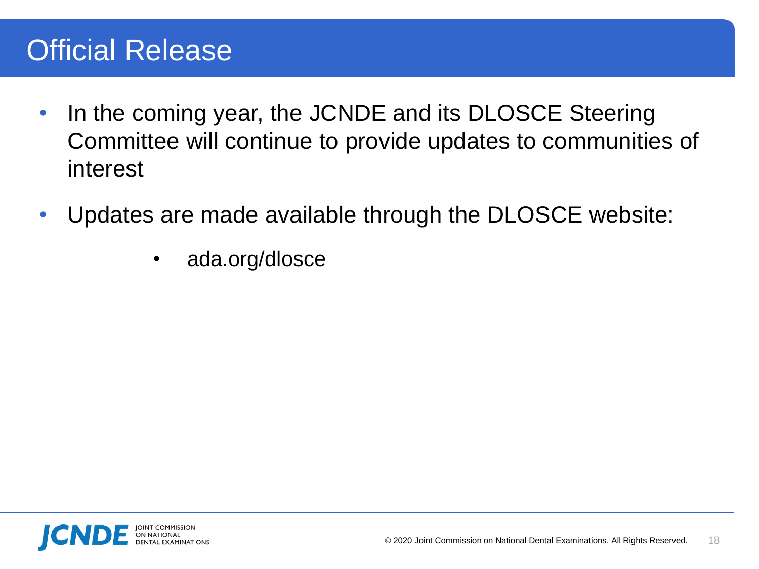# Official Release

- In the coming year, the JCNDE and its DLOSCE Steering Committee will continue to provide updates to communities of interest
- Updates are made available through the DLOSCE website:
    - ada.org/dlosce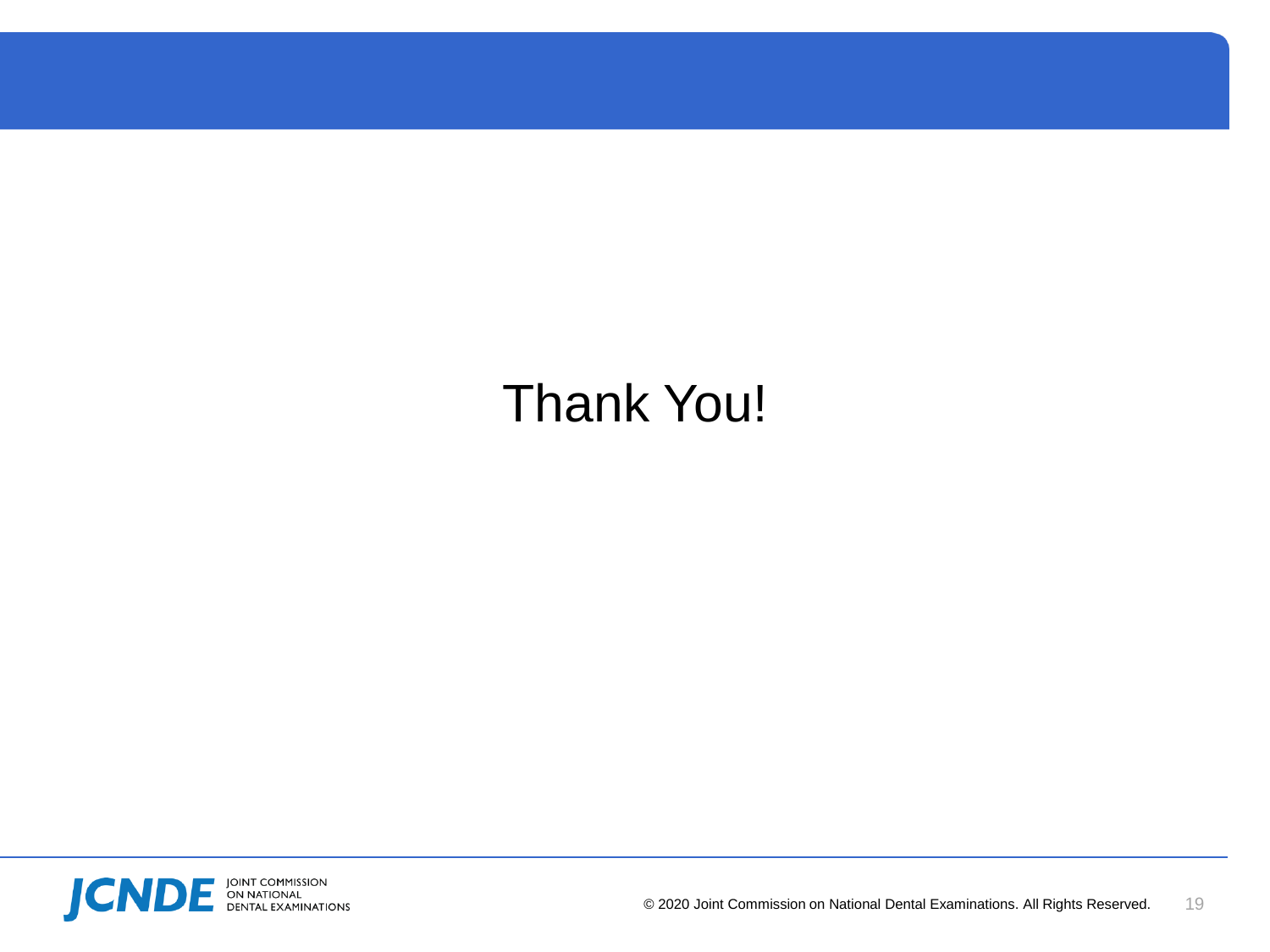# Thank You!